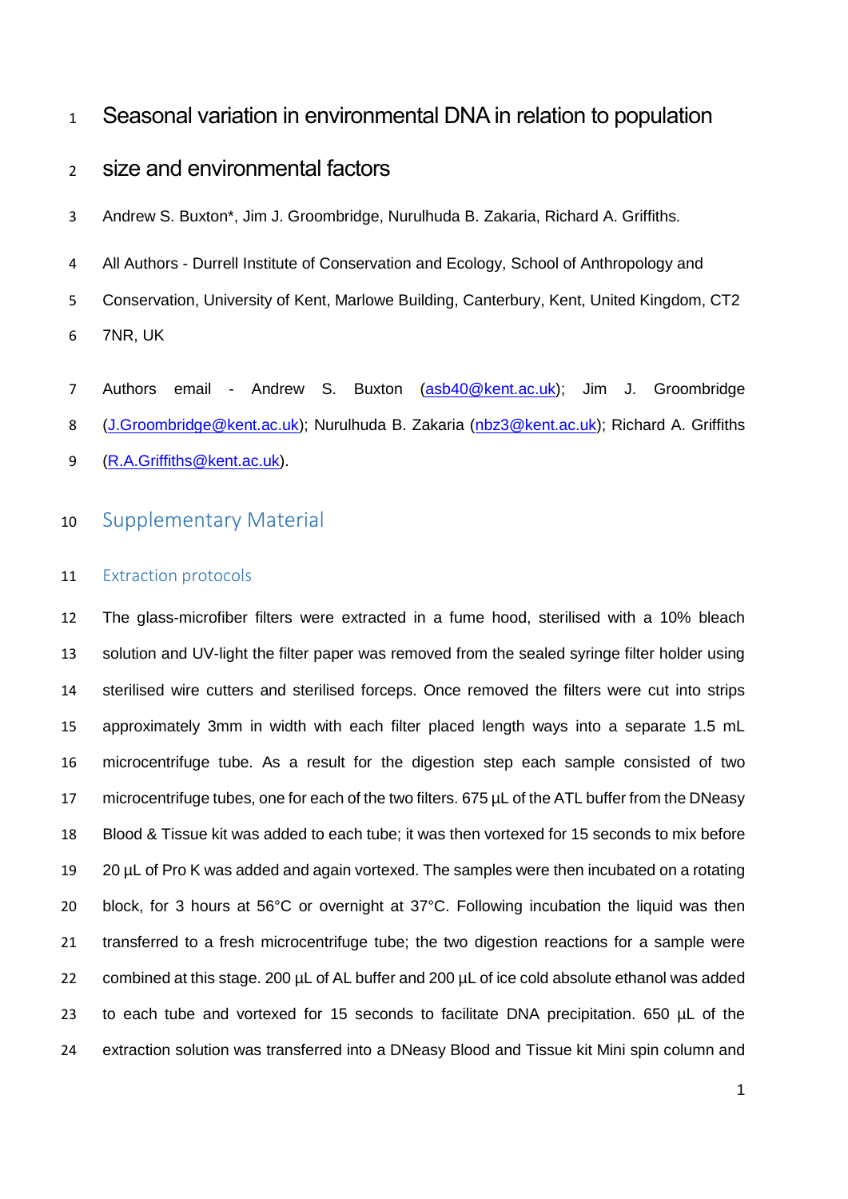# Seasonal variation in environmental DNA in relation to population size and environmental factors

Andrew S. Buxton*, Jim J. Groombridge, Nurulhuda B. Zakaria, Richard A. Griffiths.

All Authors - Durrell Institute of Conservation and Ecology, School of Anthropology and Conservation, University of Kent, Marlowe Building, Canterbury, Kent, United Kingdom, CT2 7NR, UK

Authors email - Andrew S. Buxton (asb40@kent.ac.uk); Jim J. Groombridge (J.Groombridge@kent.ac.uk); Nurulhuda B. Zakaria (nbz3@kent.ac.uk); Richard A. Griffiths (R.A.Griffiths@kent.ac.uk).

## Supplementary Material

### Extraction protocols

The glass-microfiber filters were extracted in a fume hood, sterilised with a 10% bleach solution and UV-light the filter paper was removed from the sealed syringe filter holder using sterilised wire cutters and sterilised forceps. Once removed the filters were cut into strips approximately 3mm in width with each filter placed length ways into a separate 1.5 mL microcentrifuge tube. As a result for the digestion step each sample consisted of two microcentrifuge tubes, one for each of the two filters. 675 µL of the ATL buffer from the DNeasy Blood & Tissue kit was added to each tube; it was then vortexed for 15 seconds to mix before 20 µL of Pro K was added and again vortexed. The samples were then incubated on a rotating block, for 3 hours at 56°C or overnight at 37°C. Following incubation the liquid was then transferred to a fresh microcentrifuge tube; the two digestion reactions for a sample were combined at this stage. 200 µL of AL buffer and 200 µL of ice cold absolute ethanol was added to each tube and vortexed for 15 seconds to facilitate DNA precipitation. 650 µL of the extraction solution was transferred into a DNeasy Blood and Tissue kit Mini spin column and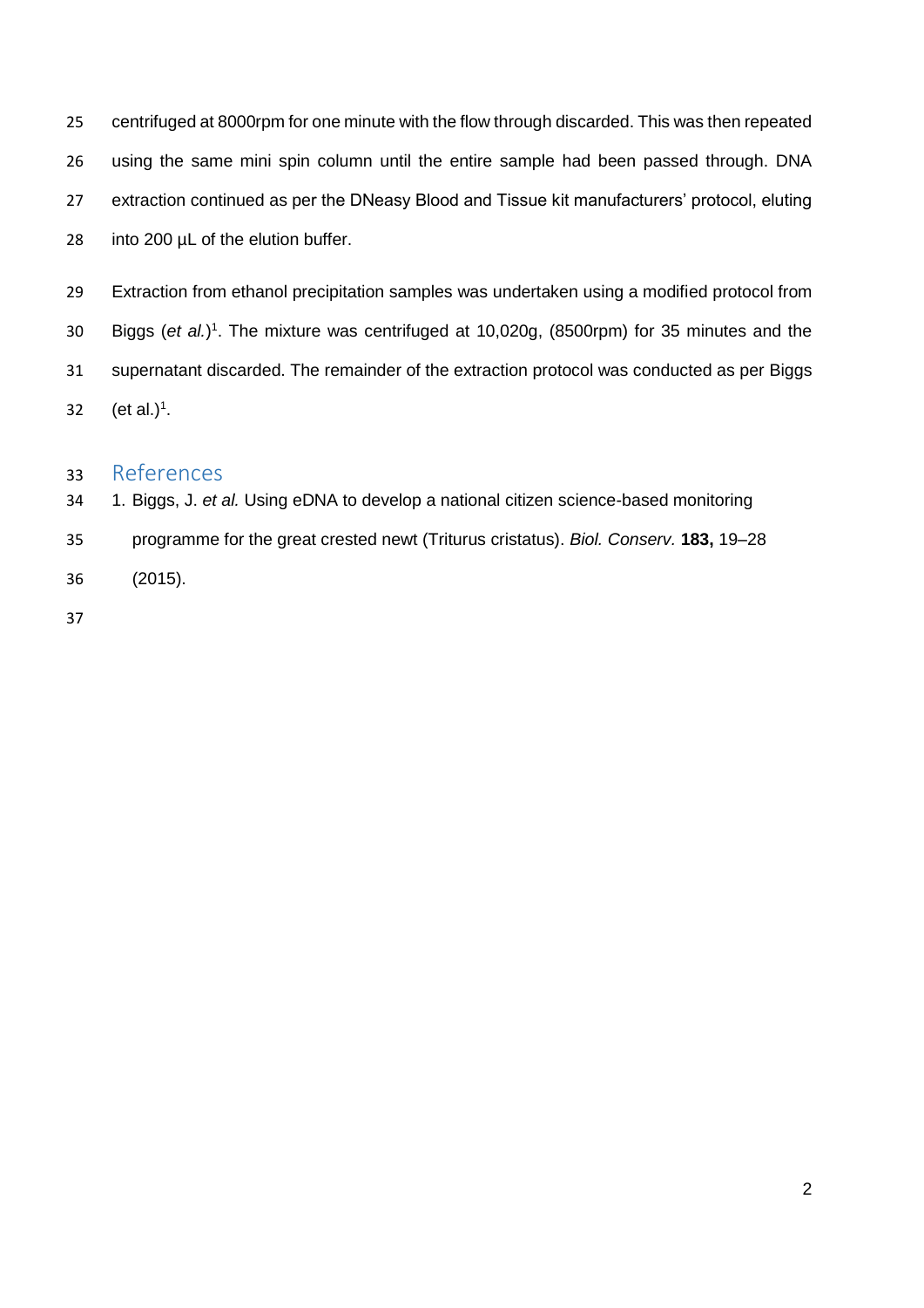centrifuged at 8000rpm for one minute with the flow through discarded. This was then repeated using the same mini spin column until the entire sample had been passed through. DNA extraction continued as per the DNeasy Blood and Tissue kit manufacturers' protocol, eluting into 200 µL of the elution buffer.

Extraction from ethanol precipitation samples was undertaken using a modified protocol from Biggs (*et al.*)[1]. The mixture was centrifuged at 10,020g, (8500rpm) for 35 minutes and the supernatant discarded. The remainder of the extraction protocol was conducted as per Biggs (et al.)[1].

## References

1. Biggs, J. *et al.* Using eDNA to develop a national citizen science-based monitoring programme for the great crested newt (Triturus cristatus). *Biol. Conserv.* **183,** 19–28 (2015).